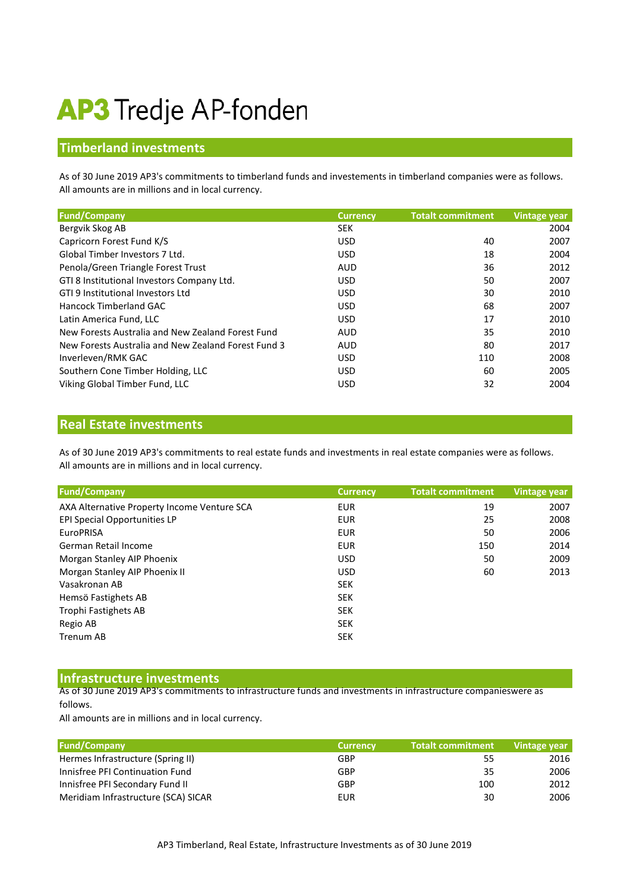# AP3 Tredje AP-fonden

## Timberland investments

As of 30 June 2019 AP3's commitments to timberland funds and investements in timberland companies were as follows.
All amounts are in millions and in local currency.

| Fund/Company | Currency | Totalt commitment | Vintage year |
|---|---|---|---|
| Bergvik Skog AB | SEK | | 2004 |
| Capricorn Forest Fund K/S | USD | 40 | 2007 |
| Global Timber Investors 7 Ltd. | USD | 18 | 2004 |
| Penola/Green Triangle Forest Trust | AUD | 36 | 2012 |
| GTI 8 Institutional Investors Company Ltd. | USD | 50 | 2007 |
| GTI 9 Institutional Investors Ltd | USD | 30 | 2010 |
| Hancock Timberland GAC | USD | 68 | 2007 |
| Latin America Fund, LLC | USD | 17 | 2010 |
| New Forests Australia and New Zealand Forest Fund | AUD | 35 | 2010 |
| New Forests Australia and New Zealand Forest Fund 3 | AUD | 80 | 2017 |
| Inverleven/RMK GAC | USD | 110 | 2008 |
| Southern Cone Timber Holding, LLC | USD | 60 | 2005 |
| Viking Global Timber Fund, LLC | USD | 32 | 2004 |

## Real Estate investments

As of 30 June 2019 AP3's commitments to real estate funds and investments in real estate companies were as follows.
All amounts are in millions and in local currency.

| Fund/Company | Currency | Totalt commitment | Vintage year |
|---|---|---|---|
| AXA Alternative Property Income Venture SCA | EUR | 19 | 2007 |
| EPI Special Opportunities LP | EUR | 25 | 2008 |
| EuroPRISA | EUR | 50 | 2006 |
| German Retail Income | EUR | 150 | 2014 |
| Morgan Stanley AIP Phoenix | USD | 50 | 2009 |
| Morgan Stanley AIP Phoenix II | USD | 60 | 2013 |
| Vasakronan AB | SEK | | |
| Hemsö Fastighets AB | SEK | | |
| Trophi Fastighets AB | SEK | | |
| Regio AB | SEK | | |
| Trenum AB | SEK | | |

## Infrastructure investments

As of 30 June 2019 AP3's commitments to infrastructure funds and investments in infrastructure companieswere as follows.
All amounts are in millions and in local currency.

| Fund/Company | Currency | Totalt commitment | Vintage year |
|---|---|---|---|
| Hermes Infrastructure (Spring II) | GBP | 55 | 2016 |
| Innisfree PFI Continuation Fund | GBP | 35 | 2006 |
| Innisfree PFI Secondary Fund II | GBP | 100 | 2012 |
| Meridiam Infrastructure (SCA) SICAR | EUR | 30 | 2006 |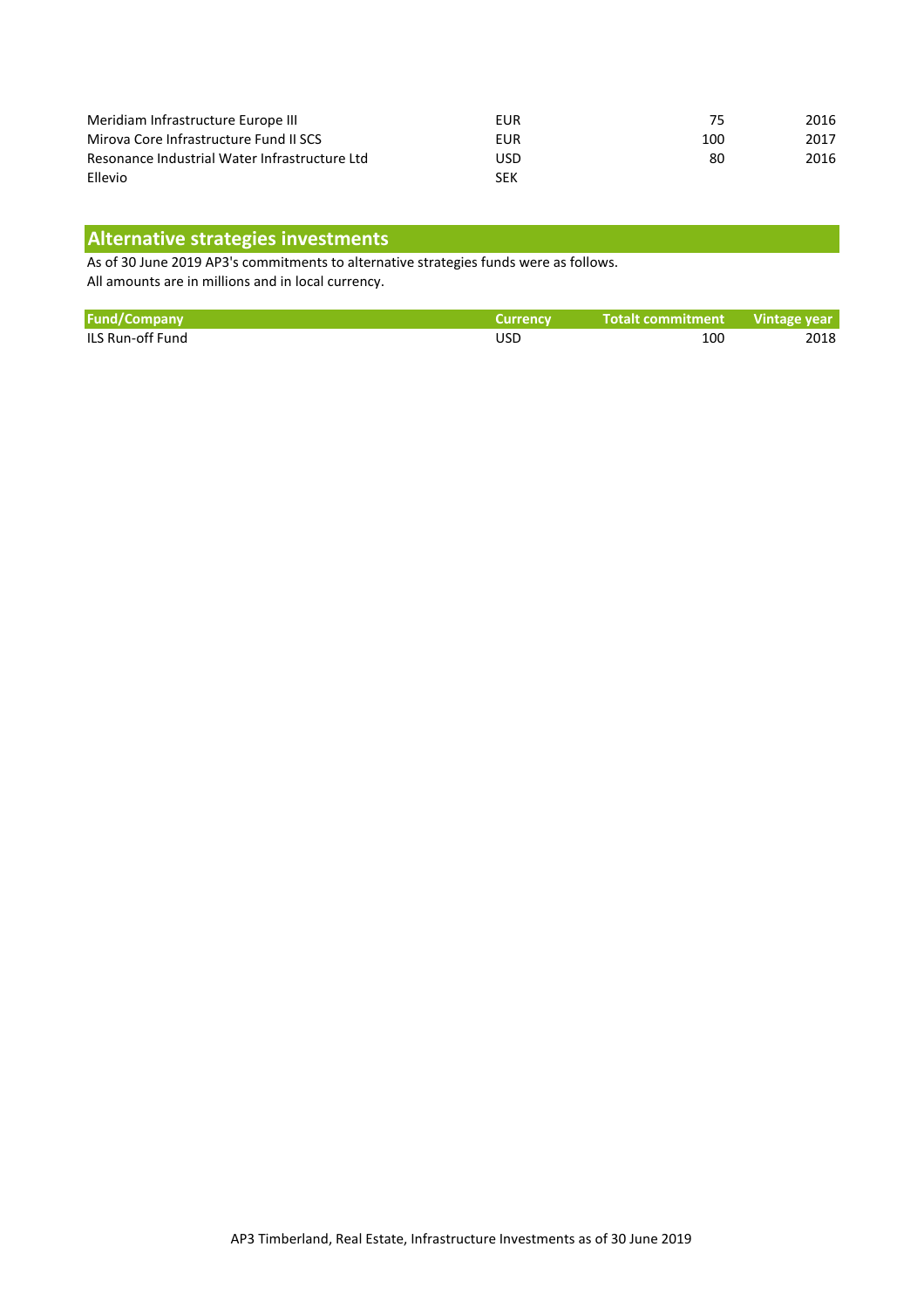| | | | |
|---|---|---|---|
| Meridiam Infrastructure Europe III | EUR | 75 | 2016 |
| Mirova Core Infrastructure Fund II SCS | EUR | 100 | 2017 |
| Resonance Industrial Water Infrastructure Ltd | USD | 80 | 2016 |
| Ellevio | SEK | | |

## Alternative strategies investments

As of 30 June 2019 AP3's commitments to alternative strategies funds were as follows.
All amounts are in millions and in local currency.

| Fund/Company | Currency | Totalt commitment | Vintage year |
|---|---|---|---|
| ILS Run-off Fund | USD | 100 | 2018 |